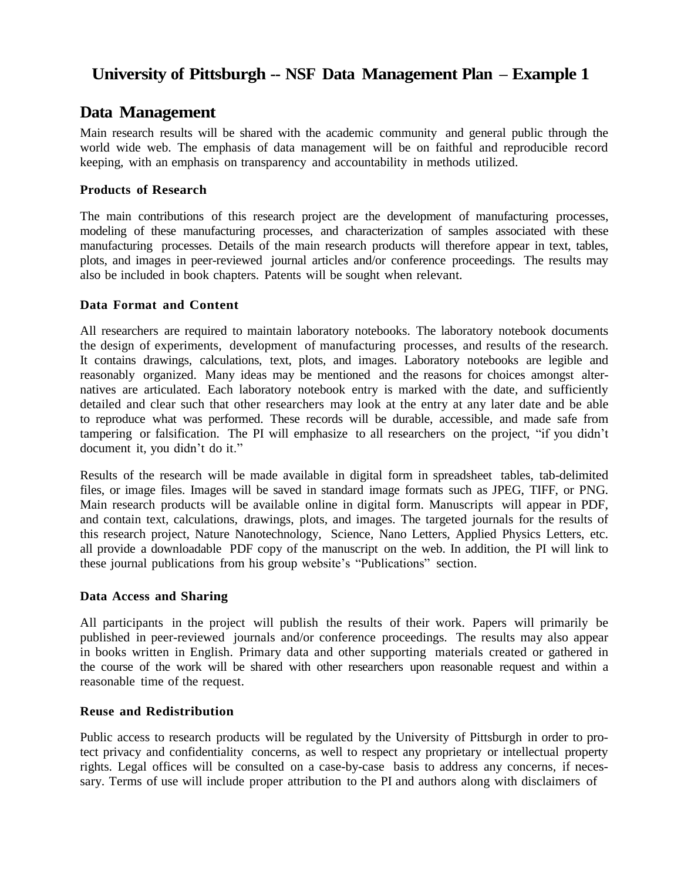# University of Pittsburgh -- NSF Data Management Plan – Example 1

## Data Management

Main research results will be shared with the academic community and general public through the world wide web. The emphasis of data management will be on faithful and reproducible record keeping, with an emphasis on transparency and accountability in methods utilized.

### Products of Research

The main contributions of this research project are the development of manufacturing processes, modeling of these manufacturing processes, and characterization of samples associated with these manufacturing processes. Details of the main research products will therefore appear in text, tables, plots, and images in peer-reviewed journal articles and/or conference proceedings. The results may also be included in book chapters. Patents will be sought when relevant.

### Data Format and Content

All researchers are required to maintain laboratory notebooks. The laboratory notebook documents the design of experiments, development of manufacturing processes, and results of the research. It contains drawings, calculations, text, plots, and images. Laboratory notebooks are legible and reasonably organized. Many ideas may be mentioned and the reasons for choices amongst alternatives are articulated. Each laboratory notebook entry is marked with the date, and sufficiently detailed and clear such that other researchers may look at the entry at any later date and be able to reproduce what was performed. These records will be durable, accessible, and made safe from tampering or falsification. The PI will emphasize to all researchers on the project, "if you didn't document it, you didn't do it."

Results of the research will be made available in digital form in spreadsheet tables, tab-delimited files, or image files. Images will be saved in standard image formats such as JPEG, TIFF, or PNG. Main research products will be available online in digital form. Manuscripts will appear in PDF, and contain text, calculations, drawings, plots, and images. The targeted journals for the results of this research project, Nature Nanotechnology, Science, Nano Letters, Applied Physics Letters, etc. all provide a downloadable PDF copy of the manuscript on the web. In addition, the PI will link to these journal publications from his group website's "Publications" section.

### Data Access and Sharing

All participants in the project will publish the results of their work. Papers will primarily be published in peer-reviewed journals and/or conference proceedings. The results may also appear in books written in English. Primary data and other supporting materials created or gathered in the course of the work will be shared with other researchers upon reasonable request and within a reasonable time of the request.

### Reuse and Redistribution

Public access to research products will be regulated by the University of Pittsburgh in order to protect privacy and confidentiality concerns, as well to respect any proprietary or intellectual property rights. Legal offices will be consulted on a case-by-case basis to address any concerns, if necessary. Terms of use will include proper attribution to the PI and authors along with disclaimers of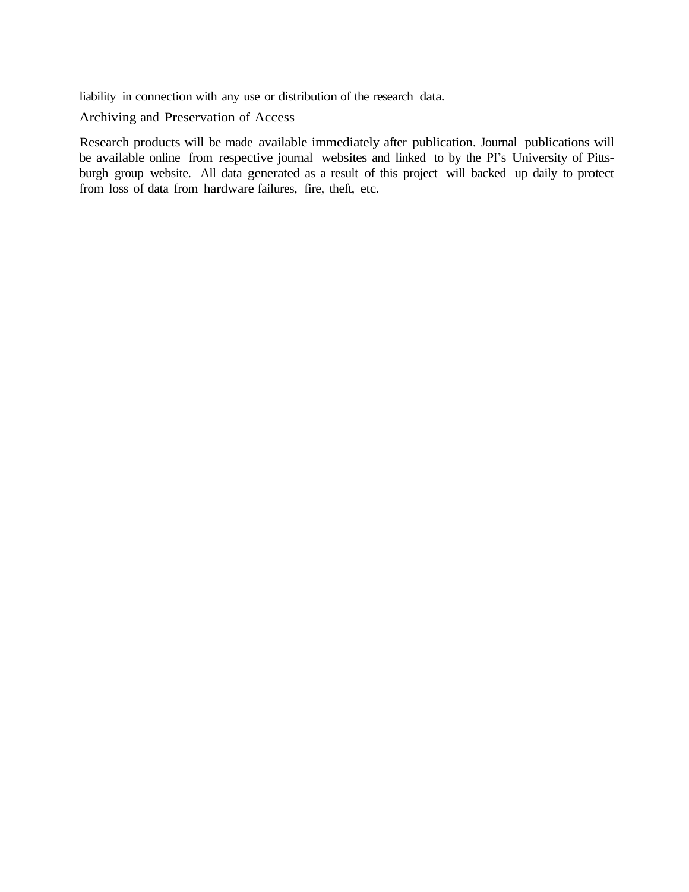liability in connection with any use or distribution of the research data.

## Archiving and Preservation of Access

Research products will be made available immediately after publication. Journal publications will be available online from respective journal websites and linked to by the PI's University of Pittsburgh group website. All data generated as a result of this project will backed up daily to protect from loss of data from hardware failures, fire, theft, etc.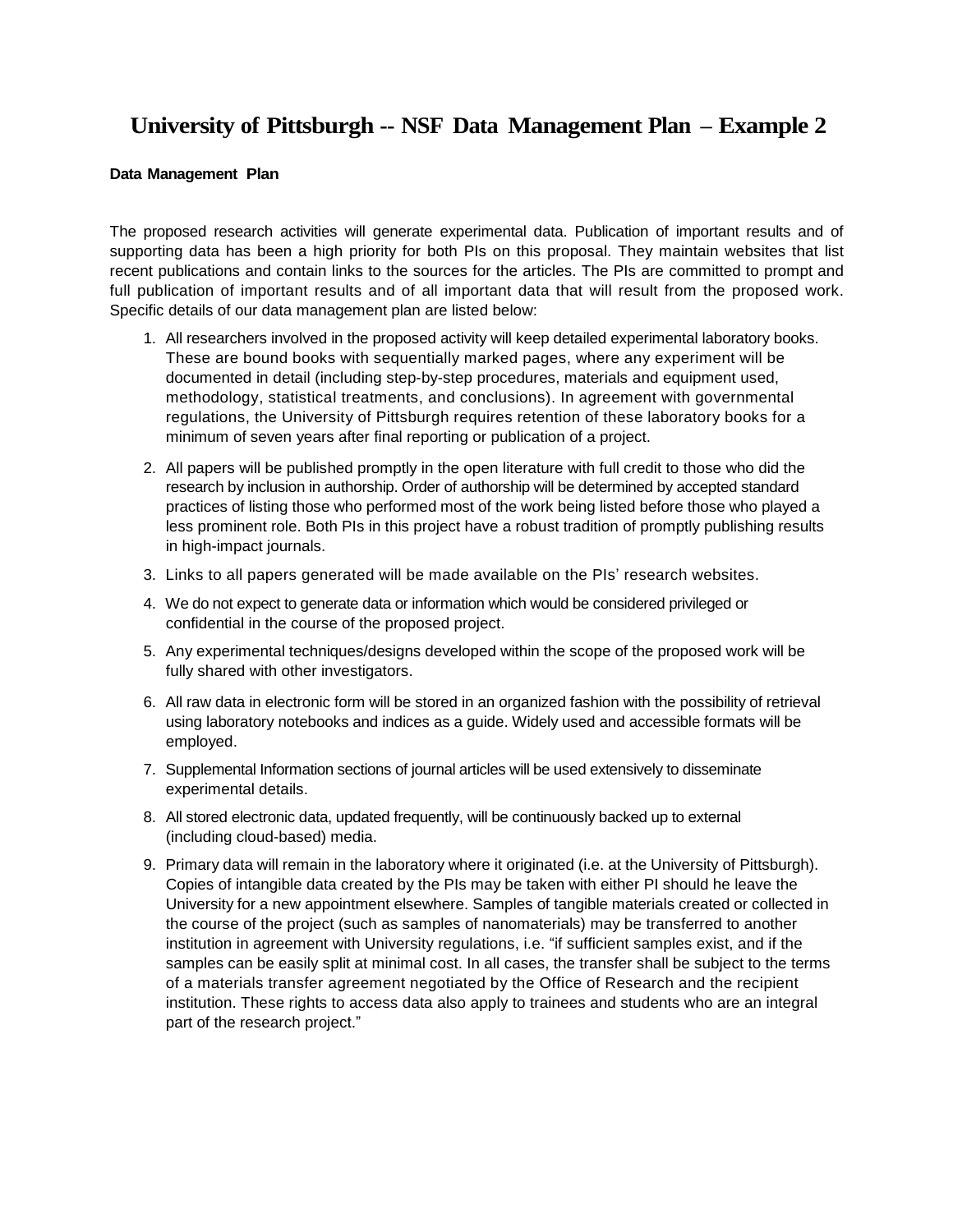# University of Pittsburgh -- NSF Data Management Plan – Example 2

**Data Management Plan**

The proposed research activities will generate experimental data. Publication of important results and of supporting data has been a high priority for both PIs on this proposal. They maintain websites that list recent publications and contain links to the sources for the articles. The PIs are committed to prompt and full publication of important results and of all important data that will result from the proposed work. Specific details of our data management plan are listed below:

1. All researchers involved in the proposed activity will keep detailed experimental laboratory books. These are bound books with sequentially marked pages, where any experiment will be documented in detail (including step-by-step procedures, materials and equipment used, methodology, statistical treatments, and conclusions). In agreement with governmental regulations, the University of Pittsburgh requires retention of these laboratory books for a minimum of seven years after final reporting or publication of a project.
2. All papers will be published promptly in the open literature with full credit to those who did the research by inclusion in authorship. Order of authorship will be determined by accepted standard practices of listing those who performed most of the work being listed before those who played a less prominent role. Both PIs in this project have a robust tradition of promptly publishing results in high-impact journals.
3. Links to all papers generated will be made available on the PIs' research websites.
4. We do not expect to generate data or information which would be considered privileged or confidential in the course of the proposed project.
5. Any experimental techniques/designs developed within the scope of the proposed work will be fully shared with other investigators.
6. All raw data in electronic form will be stored in an organized fashion with the possibility of retrieval using laboratory notebooks and indices as a guide. Widely used and accessible formats will be employed.
7. Supplemental Information sections of journal articles will be used extensively to disseminate experimental details.
8. All stored electronic data, updated frequently, will be continuously backed up to external (including cloud-based) media.
9. Primary data will remain in the laboratory where it originated (i.e. at the University of Pittsburgh). Copies of intangible data created by the PIs may be taken with either PI should he leave the University for a new appointment elsewhere. Samples of tangible materials created or collected in the course of the project (such as samples of nanomaterials) may be transferred to another institution in agreement with University regulations, i.e. "if sufficient samples exist, and if the samples can be easily split at minimal cost. In all cases, the transfer shall be subject to the terms of a materials transfer agreement negotiated by the Office of Research and the recipient institution. These rights to access data also apply to trainees and students who are an integral part of the research project."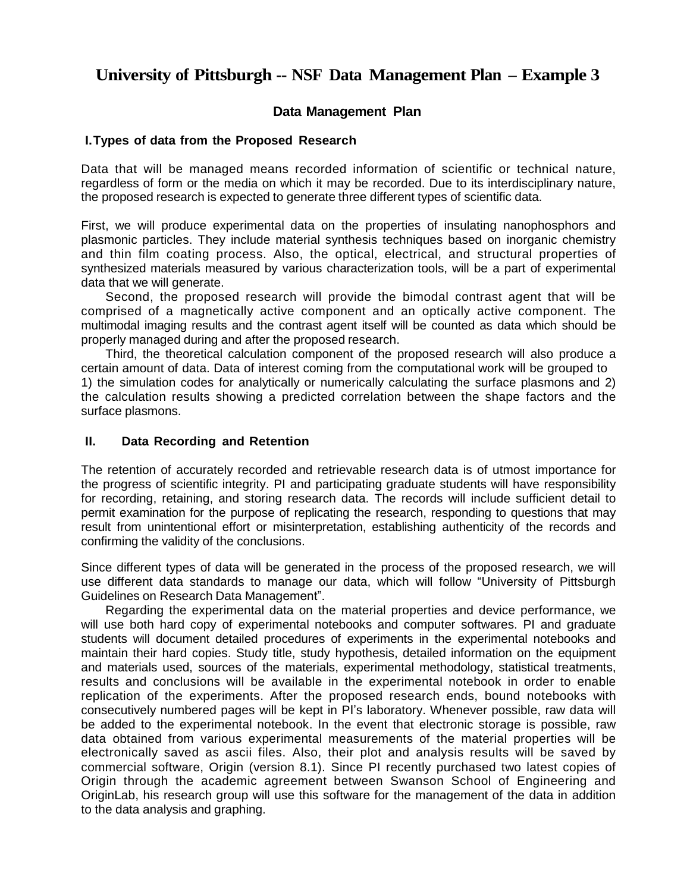# University of Pittsburgh -- NSF Data Management Plan – Example 3

## Data Management Plan

### I. Types of data from the Proposed Research

Data that will be managed means recorded information of scientific or technical nature, regardless of form or the media on which it may be recorded. Due to its interdisciplinary nature, the proposed research is expected to generate three different types of scientific data.

First, we will produce experimental data on the properties of insulating nanophosphors and plasmonic particles. They include material synthesis techniques based on inorganic chemistry and thin film coating process. Also, the optical, electrical, and structural properties of synthesized materials measured by various characterization tools, will be a part of experimental data that we will generate.

Second, the proposed research will provide the bimodal contrast agent that will be comprised of a magnetically active component and an optically active component. The multimodal imaging results and the contrast agent itself will be counted as data which should be properly managed during and after the proposed research.

Third, the theoretical calculation component of the proposed research will also produce a certain amount of data. Data of interest coming from the computational work will be grouped to 1) the simulation codes for analytically or numerically calculating the surface plasmons and 2) the calculation results showing a predicted correlation between the shape factors and the surface plasmons.

### II. Data Recording and Retention

The retention of accurately recorded and retrievable research data is of utmost importance for the progress of scientific integrity. PI and participating graduate students will have responsibility for recording, retaining, and storing research data. The records will include sufficient detail to permit examination for the purpose of replicating the research, responding to questions that may result from unintentional effort or misinterpretation, establishing authenticity of the records and confirming the validity of the conclusions.

Since different types of data will be generated in the process of the proposed research, we will use different data standards to manage our data, which will follow "University of Pittsburgh Guidelines on Research Data Management".

Regarding the experimental data on the material properties and device performance, we will use both hard copy of experimental notebooks and computer softwares. PI and graduate students will document detailed procedures of experiments in the experimental notebooks and maintain their hard copies. Study title, study hypothesis, detailed information on the equipment and materials used, sources of the materials, experimental methodology, statistical treatments, results and conclusions will be available in the experimental notebook in order to enable replication of the experiments. After the proposed research ends, bound notebooks with consecutively numbered pages will be kept in PI's laboratory. Whenever possible, raw data will be added to the experimental notebook. In the event that electronic storage is possible, raw data obtained from various experimental measurements of the material properties will be electronically saved as ascii files. Also, their plot and analysis results will be saved by commercial software, Origin (version 8.1). Since PI recently purchased two latest copies of Origin through the academic agreement between Swanson School of Engineering and OriginLab, his research group will use this software for the management of the data in addition to the data analysis and graphing.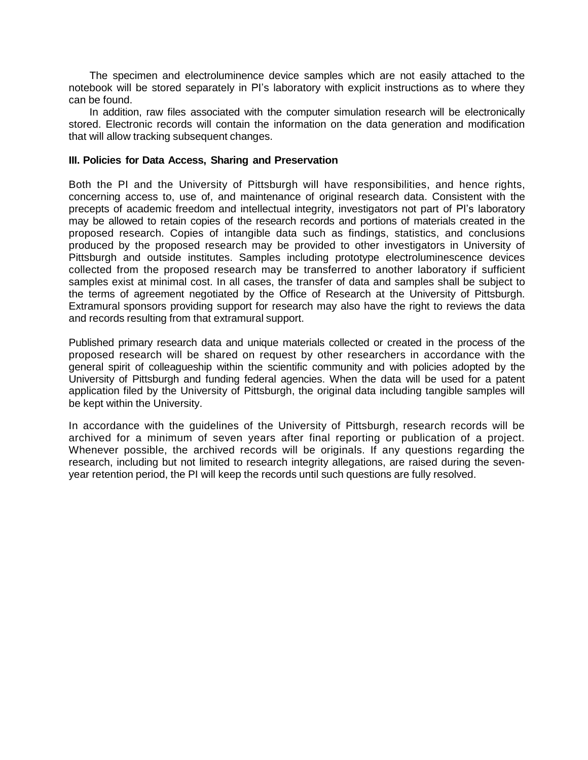The specimen and electroluminence device samples which are not easily attached to the notebook will be stored separately in PI's laboratory with explicit instructions as to where they can be found.

In addition, raw files associated with the computer simulation research will be electronically stored. Electronic records will contain the information on the data generation and modification that will allow tracking subsequent changes.

**III. Policies for Data Access, Sharing and Preservation**

Both the PI and the University of Pittsburgh will have responsibilities, and hence rights, concerning access to, use of, and maintenance of original research data. Consistent with the precepts of academic freedom and intellectual integrity, investigators not part of PI's laboratory may be allowed to retain copies of the research records and portions of materials created in the proposed research. Copies of intangible data such as findings, statistics, and conclusions produced by the proposed research may be provided to other investigators in University of Pittsburgh and outside institutes. Samples including prototype electroluminescence devices collected from the proposed research may be transferred to another laboratory if sufficient samples exist at minimal cost. In all cases, the transfer of data and samples shall be subject to the terms of agreement negotiated by the Office of Research at the University of Pittsburgh. Extramural sponsors providing support for research may also have the right to reviews the data and records resulting from that extramural support.

Published primary research data and unique materials collected or created in the process of the proposed research will be shared on request by other researchers in accordance with the general spirit of colleagueship within the scientific community and with policies adopted by the University of Pittsburgh and funding federal agencies. When the data will be used for a patent application filed by the University of Pittsburgh, the original data including tangible samples will be kept within the University.

In accordance with the guidelines of the University of Pittsburgh, research records will be archived for a minimum of seven years after final reporting or publication of a project. Whenever possible, the archived records will be originals. If any questions regarding the research, including but not limited to research integrity allegations, are raised during the seven-year retention period, the PI will keep the records until such questions are fully resolved.